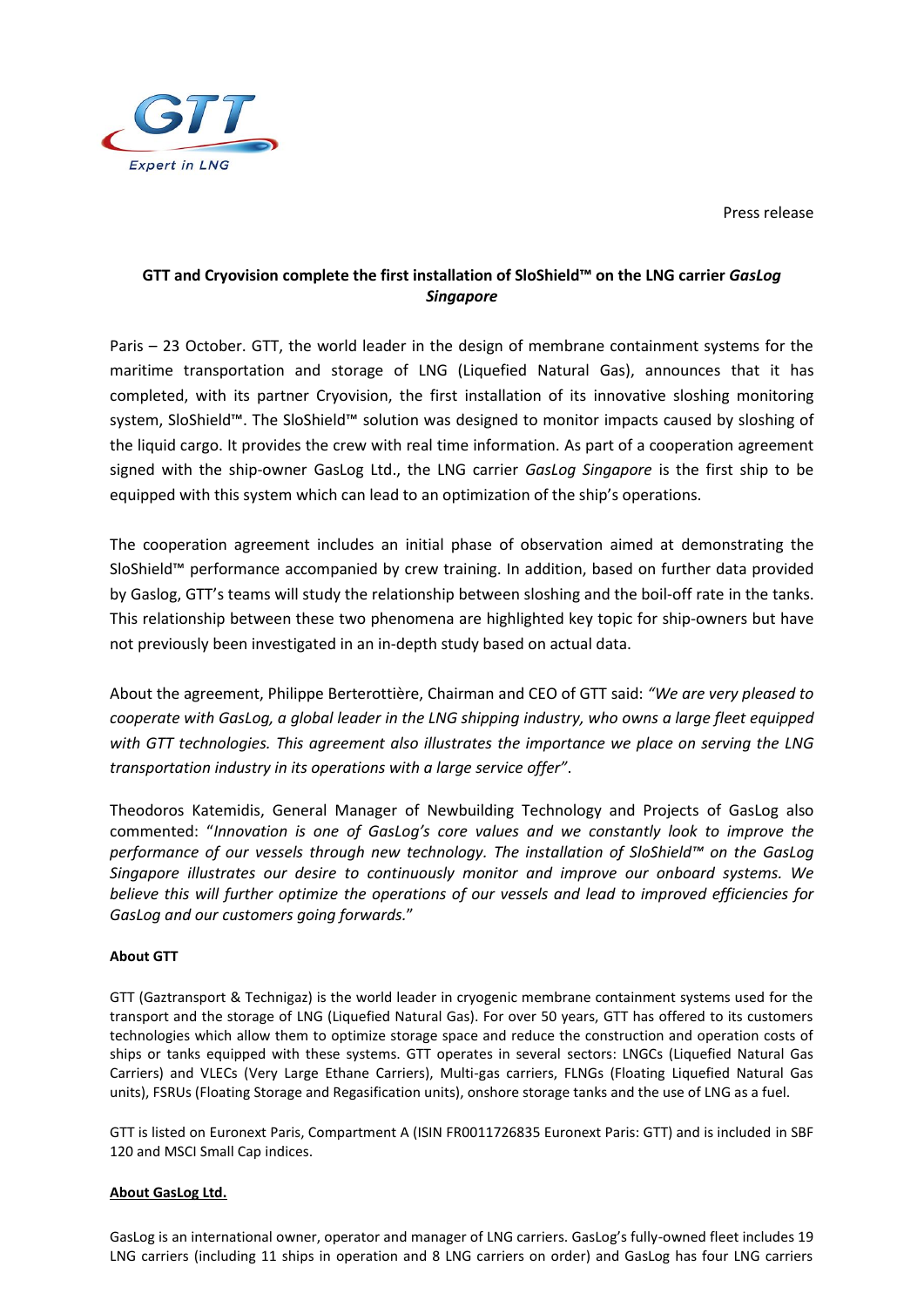Press release

# GTT and Cryovision complete the first installation of SloShield™ on the LNG carrier *GasLog Singapore*

Paris – 23 October. GTT, the world leader in the design of membrane containment systems for the maritime transportation and storage of LNG (Liquefied Natural Gas), announces that it has completed, with its partner Cryovision, the first installation of its innovative sloshing monitoring system, SloShield™. The SloShield™ solution was designed to monitor impacts caused by sloshing of the liquid cargo. It provides the crew with real time information. As part of a cooperation agreement signed with the ship-owner GasLog Ltd., the LNG carrier *GasLog Singapore* is the first ship to be equipped with this system which can lead to an optimization of the ship's operations.

The cooperation agreement includes an initial phase of observation aimed at demonstrating the SloShield™ performance accompanied by crew training. In addition, based on further data provided by Gaslog, GTT's teams will study the relationship between sloshing and the boil-off rate in the tanks. This relationship between these two phenomena are highlighted key topic for ship-owners but have not previously been investigated in an in-depth study based on actual data.

About the agreement, Philippe Berterottière, Chairman and CEO of GTT said: *"We are very pleased to cooperate with GasLog, a global leader in the LNG shipping industry, who owns a large fleet equipped with GTT technologies. This agreement also illustrates the importance we place on serving the LNG transportation industry in its operations with a large service offer"*.

Theodoros Katemidis, General Manager of Newbuilding Technology and Projects of GasLog also commented: "*Innovation is one of GasLog's core values and we constantly look to improve the performance of our vessels through new technology. The installation of SloShield™ on the GasLog Singapore illustrates our desire to continuously monitor and improve our onboard systems. We believe this will further optimize the operations of our vessels and lead to improved efficiencies for GasLog and our customers going forwards.*"

**About GTT**

GTT (Gaztransport & Technigaz) is the world leader in cryogenic membrane containment systems used for the transport and the storage of LNG (Liquefied Natural Gas). For over 50 years, GTT has offered to its customers technologies which allow them to optimize storage space and reduce the construction and operation costs of ships or tanks equipped with these systems. GTT operates in several sectors: LNGCs (Liquefied Natural Gas Carriers) and VLECs (Very Large Ethane Carriers), Multi-gas carriers, FLNGs (Floating Liquefied Natural Gas units), FSRUs (Floating Storage and Regasification units), onshore storage tanks and the use of LNG as a fuel.

GTT is listed on Euronext Paris, Compartment A (ISIN FR0011726835 Euronext Paris: GTT) and is included in SBF 120 and MSCI Small Cap indices.

**About GasLog Ltd.**

GasLog is an international owner, operator and manager of LNG carriers. GasLog's fully-owned fleet includes 19 LNG carriers (including 11 ships in operation and 8 LNG carriers on order) and GasLog has four LNG carriers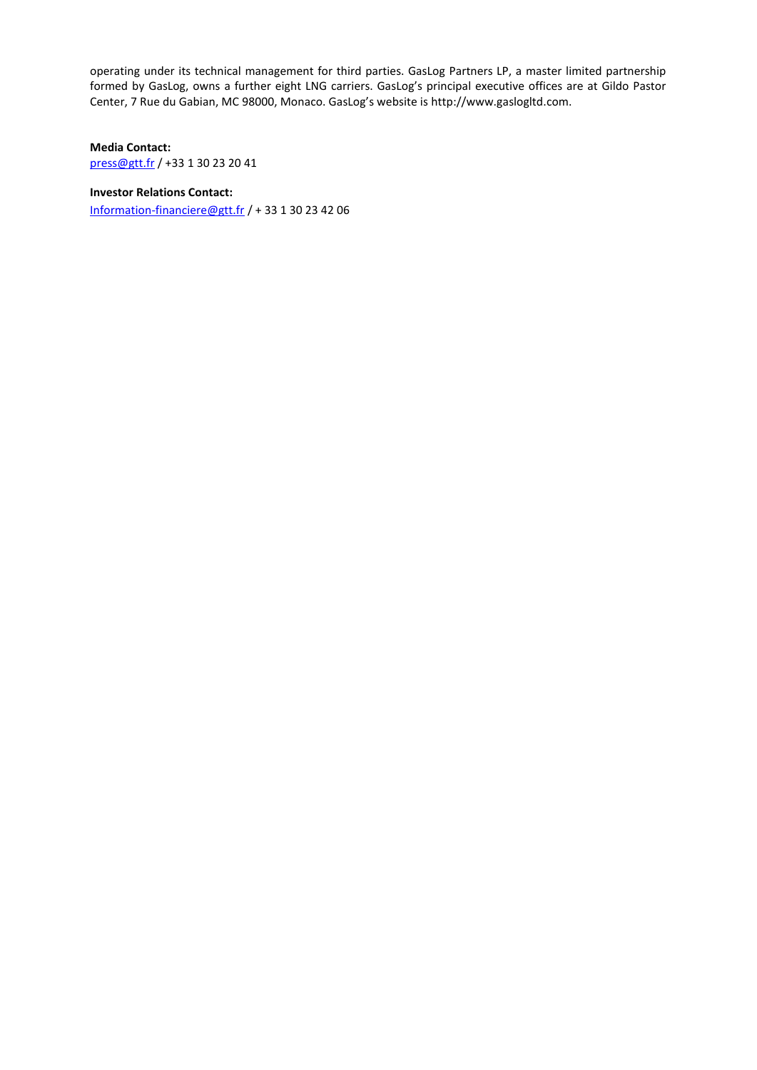operating under its technical management for third parties. GasLog Partners LP, a master limited partnership formed by GasLog, owns a further eight LNG carriers. GasLog's principal executive offices are at Gildo Pastor Center, 7 Rue du Gabian, MC 98000, Monaco. GasLog's website is http://www.gasogltd.com.

**Media Contact:**
press@gtt.fr / +33 1 30 23 20 41

**Investor Relations Contact:**
Information-financiere@gtt.fr / + 33 1 30 23 42 06